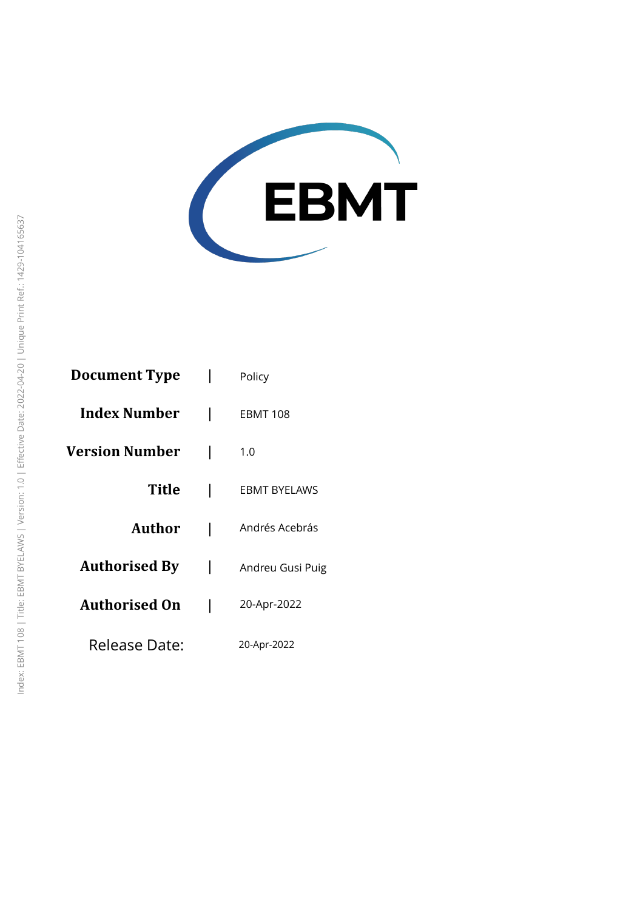EBMT

| | |
|---|---|
| **Document Type** | Policy |
| **Index Number** | EBMT 108 |
| **Version Number** | 1.0 |
| **Title** | EBMT BYELAWS |
| **Author** | Andrés Acebrás |
| **Authorised By** | Andreu Gusi Puig |
| **Authorised On** | 20-Apr-2022 |
| Release Date: | 20-Apr-2022 |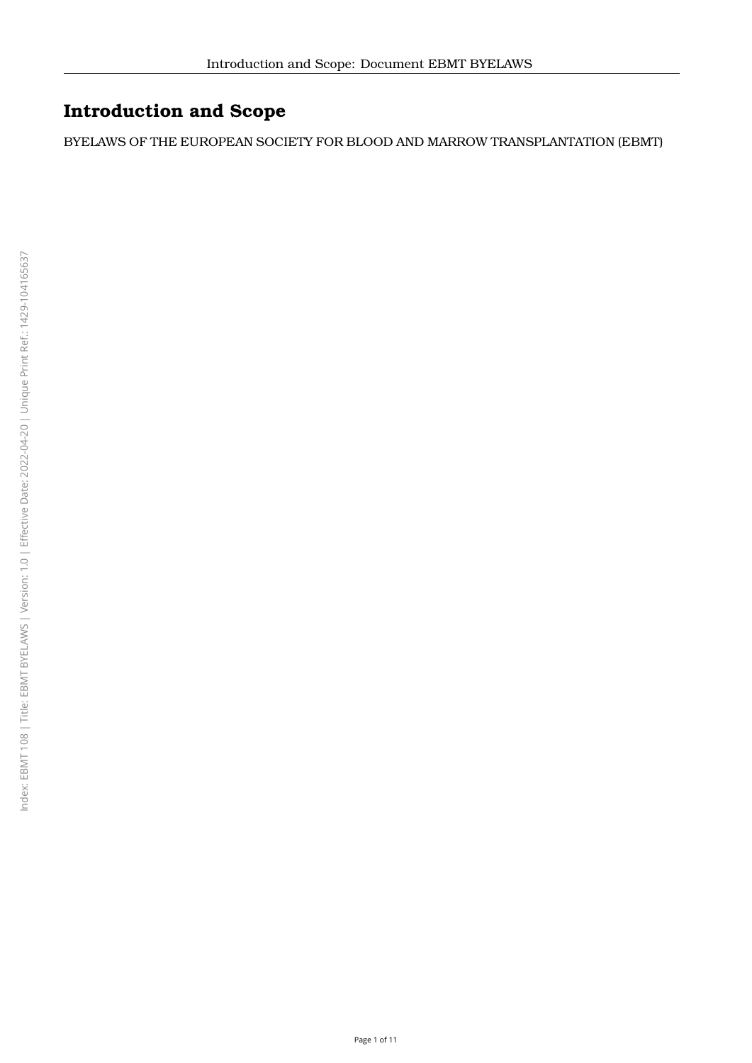# Introduction and Scope

BYELAWS OF THE EUROPEAN SOCIETY FOR BLOOD AND MARROW TRANSPLANTATION (EBMT)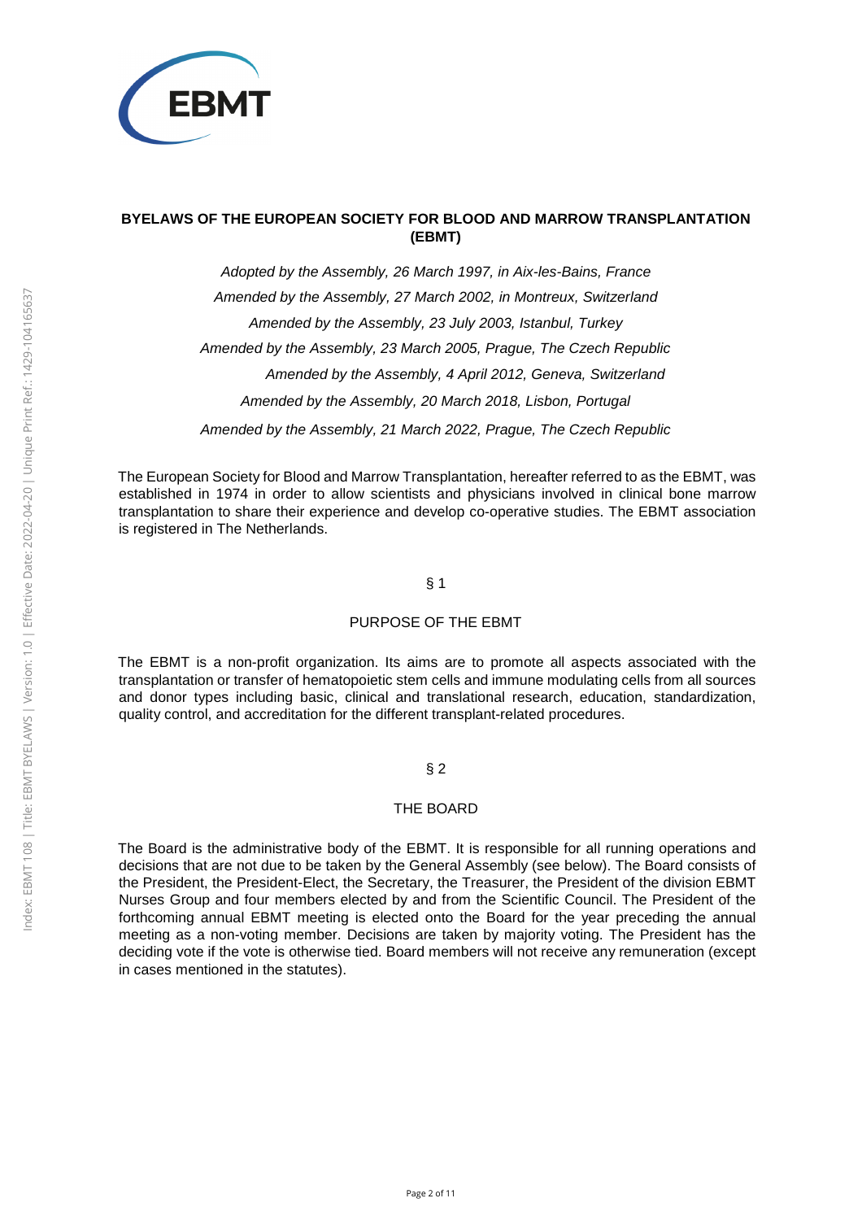# BYELAWS OF THE EUROPEAN SOCIETY FOR BLOOD AND MARROW TRANSPLANTATION (EBMT)

*Adopted by the Assembly, 26 March 1997, in Aix-les-Bains, France*

*Amended by the Assembly, 27 March 2002, in Montreux, Switzerland*

*Amended by the Assembly, 23 July 2003, Istanbul, Turkey*

*Amended by the Assembly, 23 March 2005, Prague, The Czech Republic*

*Amended by the Assembly, 4 April 2012, Geneva, Switzerland*

*Amended by the Assembly, 20 March 2018, Lisbon, Portugal*

*Amended by the Assembly, 21 March 2022, Prague, The Czech Republic*

The European Society for Blood and Marrow Transplantation, hereafter referred to as the EBMT, was established in 1974 in order to allow scientists and physicians involved in clinical bone marrow transplantation to share their experience and develop co-operative studies. The EBMT association is registered in The Netherlands.

## § 1

## PURPOSE OF THE EBMT

The EBMT is a non-profit organization. Its aims are to promote all aspects associated with the transplantation or transfer of hematopoietic stem cells and immune modulating cells from all sources and donor types including basic, clinical and translational research, education, standardization, quality control, and accreditation for the different transplant-related procedures.

## § 2

## THE BOARD

The Board is the administrative body of the EBMT. It is responsible for all running operations and decisions that are not due to be taken by the General Assembly (see below). The Board consists of the President, the President-Elect, the Secretary, the Treasurer, the President of the division EBMT Nurses Group and four members elected by and from the Scientific Council. The President of the forthcoming annual EBMT meeting is elected onto the Board for the year preceding the annual meeting as a non-voting member. Decisions are taken by majority voting. The President has the deciding vote if the vote is otherwise tied. Board members will not receive any remuneration (except in cases mentioned in the statutes).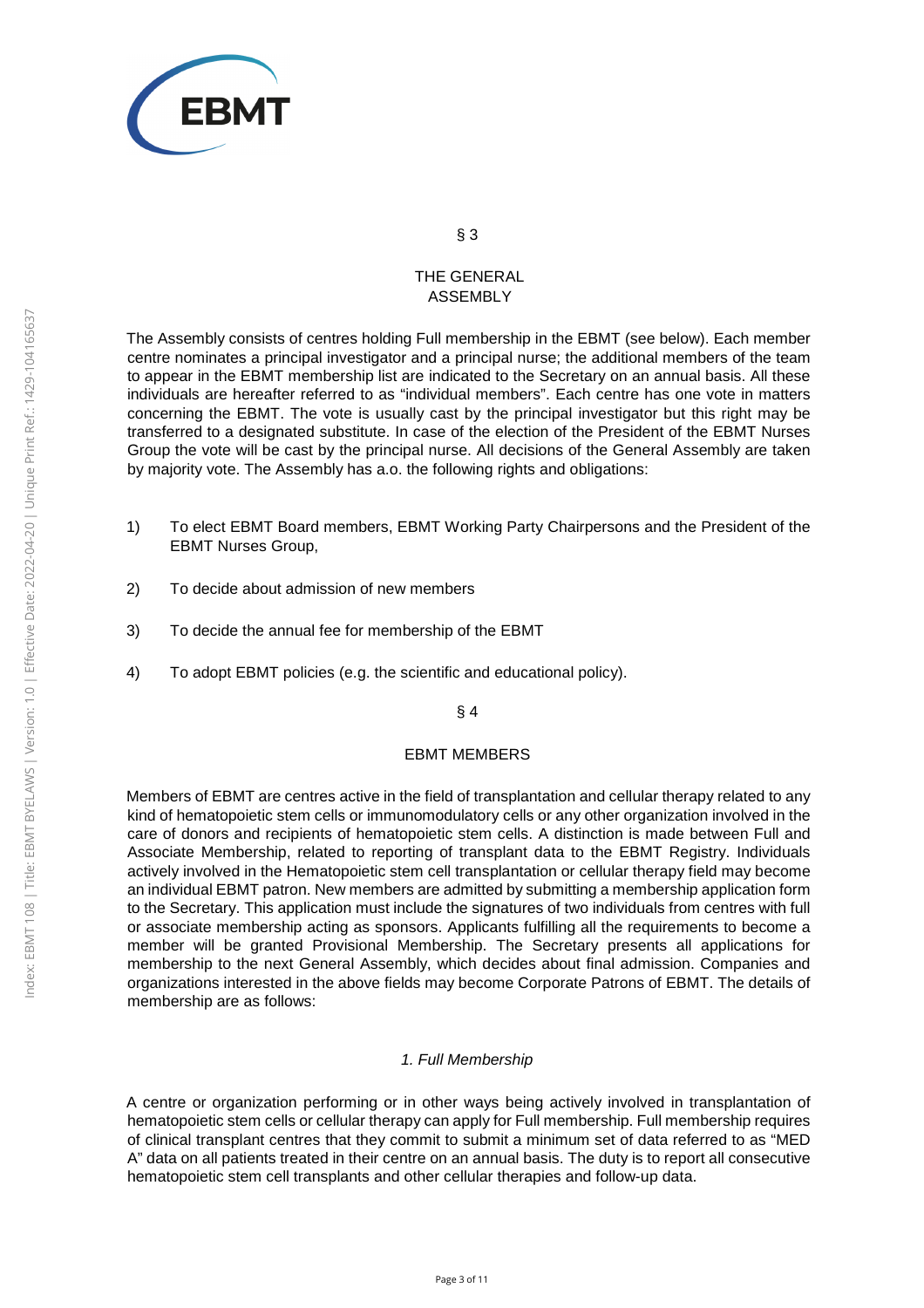§ 3

## THE GENERAL ASSEMBLY

The Assembly consists of centres holding Full membership in the EBMT (see below). Each member centre nominates a principal investigator and a principal nurse; the additional members of the team to appear in the EBMT membership list are indicated to the Secretary on an annual basis. All these individuals are hereafter referred to as "individual members". Each centre has one vote in matters concerning the EBMT. The vote is usually cast by the principal investigator but this right may be transferred to a designated substitute. In case of the election of the President of the EBMT Nurses Group the vote will be cast by the principal nurse. All decisions of the General Assembly are taken by majority vote. The Assembly has a.o. the following rights and obligations:

1) To elect EBMT Board members, EBMT Working Party Chairpersons and the President of the EBMT Nurses Group,
2) To decide about admission of new members
3) To decide the annual fee for membership of the EBMT
4) To adopt EBMT policies (e.g. the scientific and educational policy).

§ 4

## EBMT MEMBERS

Members of EBMT are centres active in the field of transplantation and cellular therapy related to any kind of hematopoietic stem cells or immunomodulatory cells or any other organization involved in the care of donors and recipients of hematopoietic stem cells. A distinction is made between Full and Associate Membership, related to reporting of transplant data to the EBMT Registry. Individuals actively involved in the Hematopoietic stem cell transplantation or cellular therapy field may become an individual EBMT patron. New members are admitted by submitting a membership application form to the Secretary. This application must include the signatures of two individuals from centres with full or associate membership acting as sponsors. Applicants fulfilling all the requirements to become a member will be granted Provisional Membership. The Secretary presents all applications for membership to the next General Assembly, which decides about final admission. Companies and organizations interested in the above fields may become Corporate Patrons of EBMT. The details of membership are as follows:

### *1. Full Membership*

A centre or organization performing or in other ways being actively involved in transplantation of hematopoietic stem cells or cellular therapy can apply for Full membership. Full membership requires of clinical transplant centres that they commit to submit a minimum set of data referred to as "MED A" data on all patients treated in their centre on an annual basis. The duty is to report all consecutive hematopoietic stem cell transplants and other cellular therapies and follow-up data.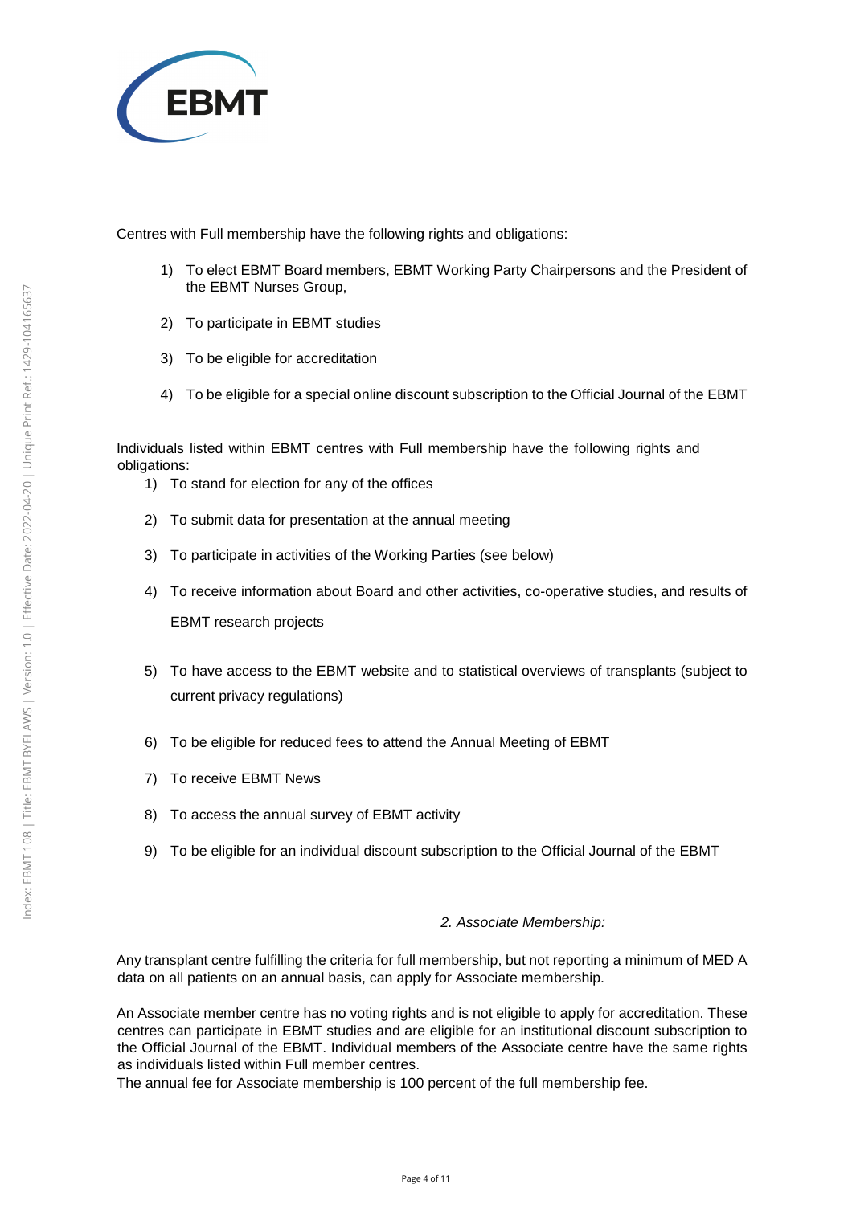Centres with Full membership have the following rights and obligations:

1) To elect EBMT Board members, EBMT Working Party Chairpersons and the President of the EBMT Nurses Group,
2) To participate in EBMT studies
3) To be eligible for accreditation
4) To be eligible for a special online discount subscription to the Official Journal of the EBMT

Individuals listed within EBMT centres with Full membership have the following rights and obligations:

1) To stand for election for any of the offices
2) To submit data for presentation at the annual meeting
3) To participate in activities of the Working Parties (see below)
4) To receive information about Board and other activities, co-operative studies, and results of EBMT research projects
5) To have access to the EBMT website and to statistical overviews of transplants (subject to current privacy regulations)
6) To be eligible for reduced fees to attend the Annual Meeting of EBMT
7) To receive EBMT News
8) To access the annual survey of EBMT activity
9) To be eligible for an individual discount subscription to the Official Journal of the EBMT

*2. Associate Membership:*

Any transplant centre fulfilling the criteria for full membership, but not reporting a minimum of MED A data on all patients on an annual basis, can apply for Associate membership.

An Associate member centre has no voting rights and is not eligible to apply for accreditation. These centres can participate in EBMT studies and are eligible for an institutional discount subscription to the Official Journal of the EBMT. Individual members of the Associate centre have the same rights as individuals listed within Full member centres.

The annual fee for Associate membership is 100 percent of the full membership fee.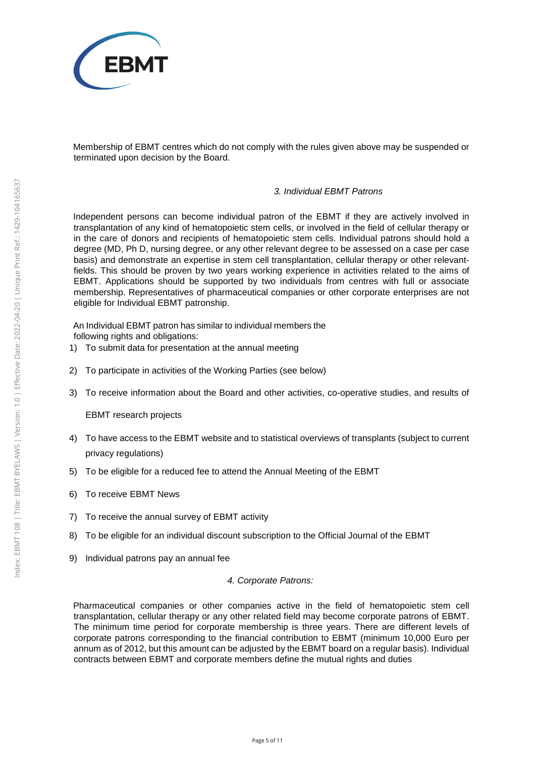Membership of EBMT centres which do not comply with the rules given above may be suspended or terminated upon decision by the Board.

### *3. Individual EBMT Patrons*

Independent persons can become individual patron of the EBMT if they are actively involved in transplantation of any kind of hematopoietic stem cells, or involved in the field of cellular therapy or in the care of donors and recipients of hematopoietic stem cells. Individual patrons should hold a degree (MD, Ph D, nursing degree, or any other relevant degree to be assessed on a case per case basis) and demonstrate an expertise in stem cell transplantation, cellular therapy or other relevant-fields. This should be proven by two years working experience in activities related to the aims of EBMT. Applications should be supported by two individuals from centres with full or associate membership. Representatives of pharmaceutical companies or other corporate enterprises are not eligible for Individual EBMT patronship.

An Individual EBMT patron has similar to individual members the following rights and obligations:

1) To submit data for presentation at the annual meeting
2) To participate in activities of the Working Parties (see below)
3) To receive information about the Board and other activities, co-operative studies, and results of EBMT research projects
4) To have access to the EBMT website and to statistical overviews of transplants (subject to current privacy regulations)
5) To be eligible for a reduced fee to attend the Annual Meeting of the EBMT
6) To receive EBMT News
7) To receive the annual survey of EBMT activity
8) To be eligible for an individual discount subscription to the Official Journal of the EBMT
9) Individual patrons pay an annual fee

### *4. Corporate Patrons:*

Pharmaceutical companies or other companies active in the field of hematopoietic stem cell transplantation, cellular therapy or any other related field may become corporate patrons of EBMT. The minimum time period for corporate membership is three years. There are different levels of corporate patrons corresponding to the financial contribution to EBMT (minimum 10,000 Euro per annum as of 2012, but this amount can be adjusted by the EBMT board on a regular basis). Individual contracts between EBMT and corporate members define the mutual rights and duties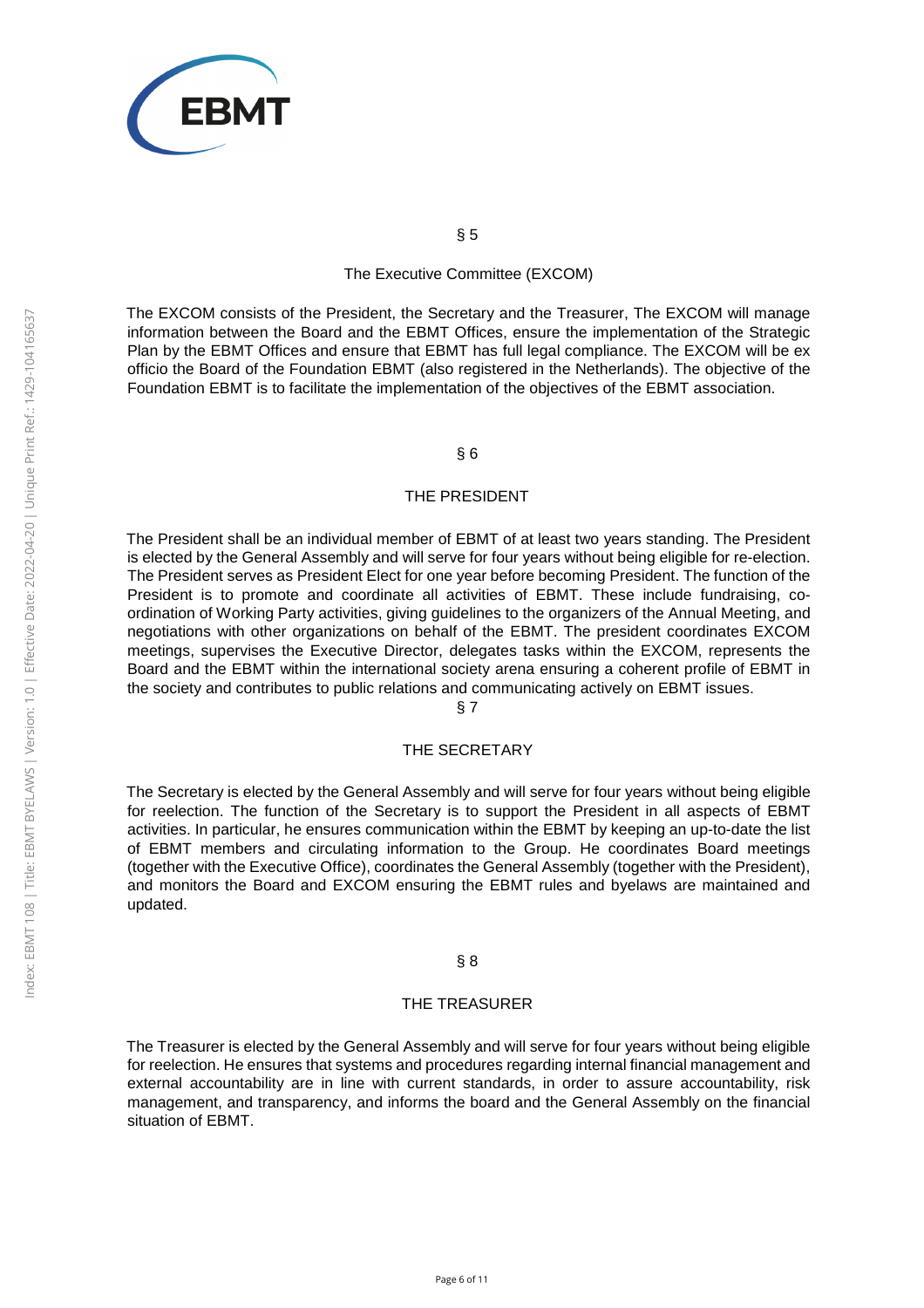## § 5

## The Executive Committee (EXCOM)

The EXCOM consists of the President, the Secretary and the Treasurer, The EXCOM will manage information between the Board and the EBMT Offices, ensure the implementation of the Strategic Plan by the EBMT Offices and ensure that EBMT has full legal compliance. The EXCOM will be ex officio the Board of the Foundation EBMT (also registered in the Netherlands). The objective of the Foundation EBMT is to facilitate the implementation of the objectives of the EBMT association.

## § 6

## THE PRESIDENT

The President shall be an individual member of EBMT of at least two years standing. The President is elected by the General Assembly and will serve for four years without being eligible for re-election. The President serves as President Elect for one year before becoming President. The function of the President is to promote and coordinate all activities of EBMT. These include fundraising, co-ordination of Working Party activities, giving guidelines to the organizers of the Annual Meeting, and negotiations with other organizations on behalf of the EBMT. The president coordinates EXCOM meetings, supervises the Executive Director, delegates tasks within the EXCOM, represents the Board and the EBMT within the international society arena ensuring a coherent profile of EBMT in the society and contributes to public relations and communicating actively on EBMT issues.

## § 7

## THE SECRETARY

The Secretary is elected by the General Assembly and will serve for four years without being eligible for reelection. The function of the Secretary is to support the President in all aspects of EBMT activities. In particular, he ensures communication within the EBMT by keeping an up-to-date the list of EBMT members and circulating information to the Group. He coordinates Board meetings (together with the Executive Office), coordinates the General Assembly (together with the President), and monitors the Board and EXCOM ensuring the EBMT rules and byelaws are maintained and updated.

## § 8

## THE TREASURER

The Treasurer is elected by the General Assembly and will serve for four years without being eligible for reelection. He ensures that systems and procedures regarding internal financial management and external accountability are in line with current standards, in order to assure accountability, risk management, and transparency, and informs the board and the General Assembly on the financial situation of EBMT.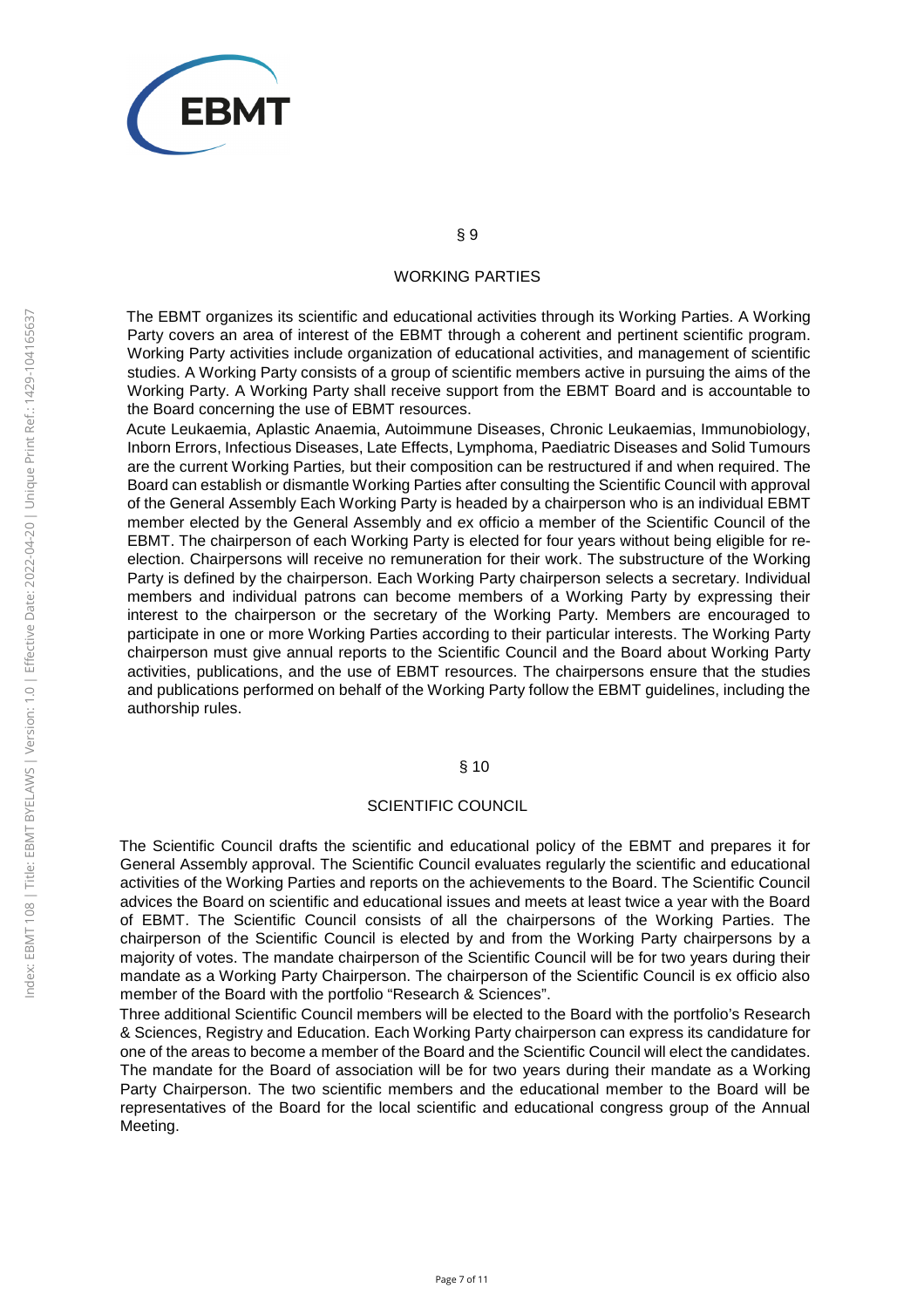## § 9

## WORKING PARTIES

The EBMT organizes its scientific and educational activities through its Working Parties. A Working Party covers an area of interest of the EBMT through a coherent and pertinent scientific program. Working Party activities include organization of educational activities, and management of scientific studies. A Working Party consists of a group of scientific members active in pursuing the aims of the Working Party. A Working Party shall receive support from the EBMT Board and is accountable to the Board concerning the use of EBMT resources.

Acute Leukaemia, Aplastic Anaemia, Autoimmune Diseases, Chronic Leukaemias, Immunobiology, Inborn Errors, Infectious Diseases, Late Effects, Lymphoma, Paediatric Diseases and Solid Tumours are the current Working Parties, but their composition can be restructured if and when required. The Board can establish or dismantle Working Parties after consulting the Scientific Council with approval of the General Assembly Each Working Party is headed by a chairperson who is an individual EBMT member elected by the General Assembly and ex officio a member of the Scientific Council of the EBMT. The chairperson of each Working Party is elected for four years without being eligible for re-election. Chairpersons will receive no remuneration for their work. The substructure of the Working Party is defined by the chairperson. Each Working Party chairperson selects a secretary. Individual members and individual patrons can become members of a Working Party by expressing their interest to the chairperson or the secretary of the Working Party. Members are encouraged to participate in one or more Working Parties according to their particular interests. The Working Party chairperson must give annual reports to the Scientific Council and the Board about Working Party activities, publications, and the use of EBMT resources. The chairpersons ensure that the studies and publications performed on behalf of the Working Party follow the EBMT guidelines, including the authorship rules.

## § 10

## SCIENTIFIC COUNCIL

The Scientific Council drafts the scientific and educational policy of the EBMT and prepares it for General Assembly approval. The Scientific Council evaluates regularly the scientific and educational activities of the Working Parties and reports on the achievements to the Board. The Scientific Council advices the Board on scientific and educational issues and meets at least twice a year with the Board of EBMT. The Scientific Council consists of all the chairpersons of the Working Parties. The chairperson of the Scientific Council is elected by and from the Working Party chairpersons by a majority of votes. The mandate chairperson of the Scientific Council will be for two years during their mandate as a Working Party Chairperson. The chairperson of the Scientific Council is ex officio also member of the Board with the portfolio "Research & Sciences".

Three additional Scientific Council members will be elected to the Board with the portfolio's Research & Sciences, Registry and Education. Each Working Party chairperson can express its candidature for one of the areas to become a member of the Board and the Scientific Council will elect the candidates. The mandate for the Board of association will be for two years during their mandate as a Working Party Chairperson. The two scientific members and the educational member to the Board will be representatives of the Board for the local scientific and educational congress group of the Annual Meeting.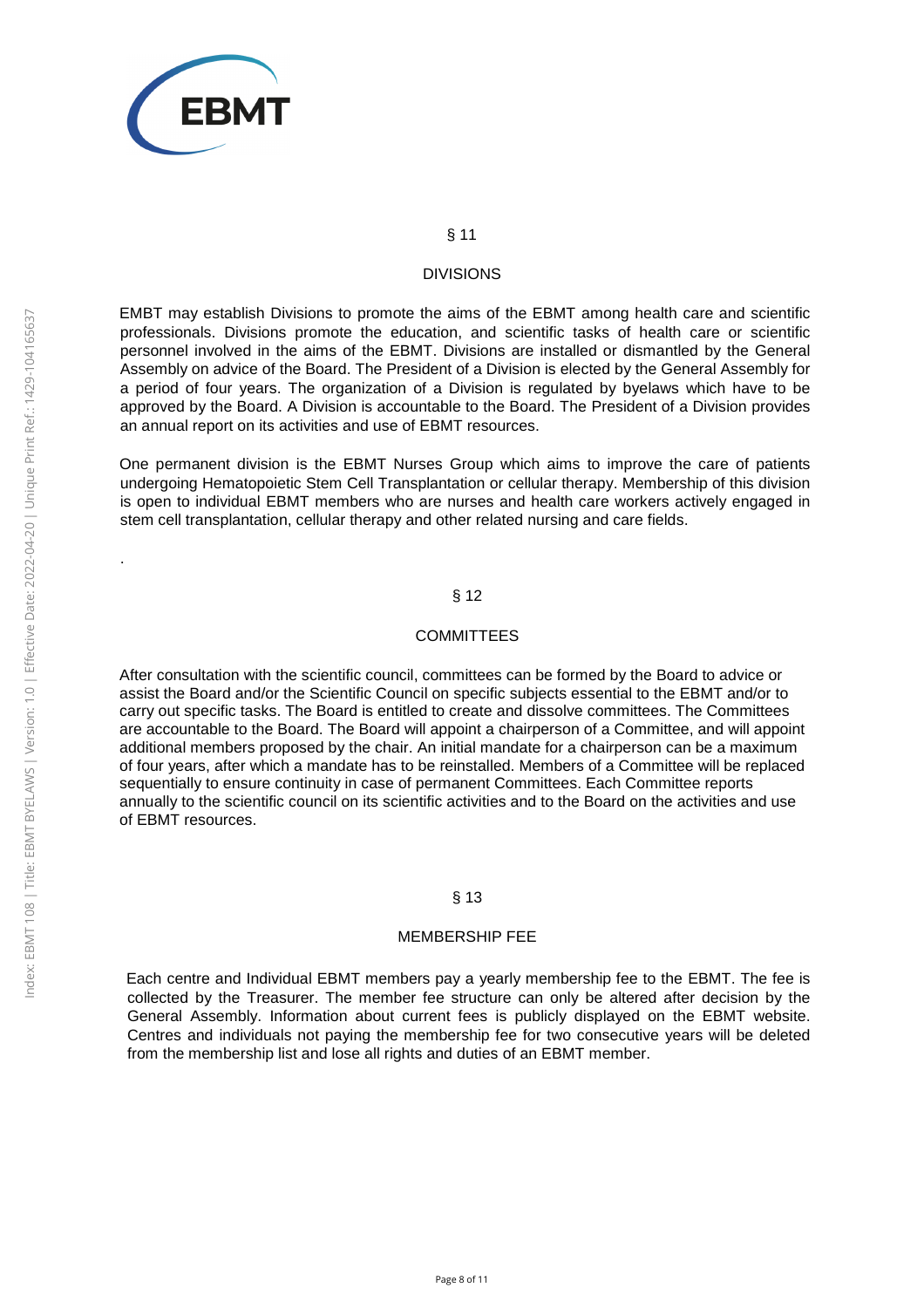§ 11

DIVISIONS

EMBT may establish Divisions to promote the aims of the EBMT among health care and scientific professionals. Divisions promote the education, and scientific tasks of health care or scientific personnel involved in the aims of the EBMT. Divisions are installed or dismantled by the General Assembly on advice of the Board. The President of a Division is elected by the General Assembly for a period of four years. The organization of a Division is regulated by byelaws which have to be approved by the Board. A Division is accountable to the Board. The President of a Division provides an annual report on its activities and use of EBMT resources.

One permanent division is the EBMT Nurses Group which aims to improve the care of patients undergoing Hematopoietic Stem Cell Transplantation or cellular therapy. Membership of this division is open to individual EBMT members who are nurses and health care workers actively engaged in stem cell transplantation, cellular therapy and other related nursing and care fields.

.

§ 12

COMMITTEES

After consultation with the scientific council, committees can be formed by the Board to advice or assist the Board and/or the Scientific Council on specific subjects essential to the EBMT and/or to carry out specific tasks. The Board is entitled to create and dissolve committees. The Committees are accountable to the Board. The Board will appoint a chairperson of a Committee, and will appoint additional members proposed by the chair. An initial mandate for a chairperson can be a maximum of four years, after which a mandate has to be reinstalled. Members of a Committee will be replaced sequentially to ensure continuity in case of permanent Committees. Each Committee reports annually to the scientific council on its scientific activities and to the Board on the activities and use of EBMT resources.

§ 13

MEMBERSHIP FEE

Each centre and Individual EBMT members pay a yearly membership fee to the EBMT. The fee is collected by the Treasurer. The member fee structure can only be altered after decision by the General Assembly. Information about current fees is publicly displayed on the EBMT website. Centres and individuals not paying the membership fee for two consecutive years will be deleted from the membership list and lose all rights and duties of an EBMT member.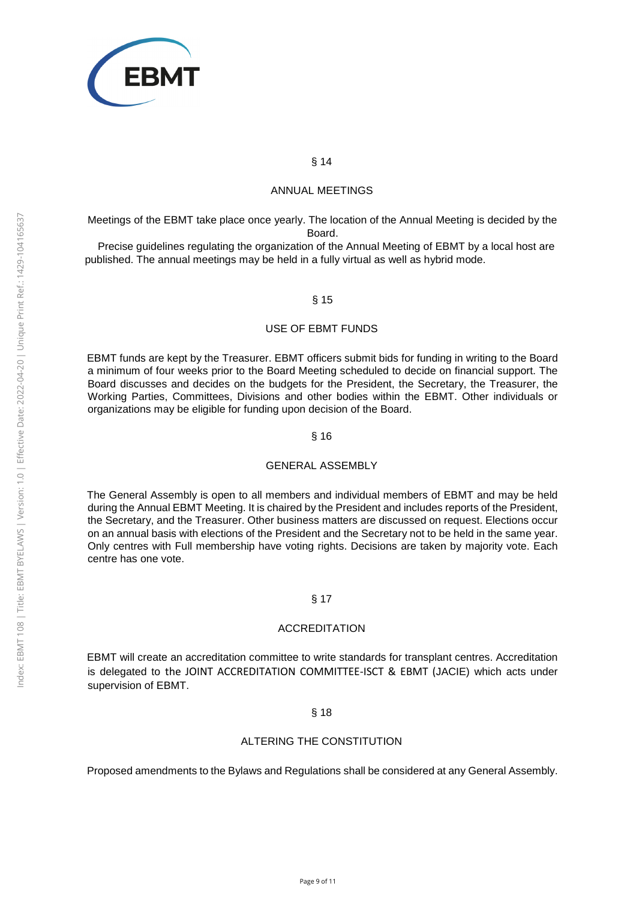## § 14

## ANNUAL MEETINGS

Meetings of the EBMT take place once yearly. The location of the Annual Meeting is decided by the Board.

Precise guidelines regulating the organization of the Annual Meeting of EBMT by a local host are published. The annual meetings may be held in a fully virtual as well as hybrid mode.

## § 15

## USE OF EBMT FUNDS

EBMT funds are kept by the Treasurer. EBMT officers submit bids for funding in writing to the Board a minimum of four weeks prior to the Board Meeting scheduled to decide on financial support. The Board discusses and decides on the budgets for the President, the Secretary, the Treasurer, the Working Parties, Committees, Divisions and other bodies within the EBMT. Other individuals or organizations may be eligible for funding upon decision of the Board.

## § 16

## GENERAL ASSEMBLY

The General Assembly is open to all members and individual members of EBMT and may be held during the Annual EBMT Meeting. It is chaired by the President and includes reports of the President, the Secretary, and the Treasurer. Other business matters are discussed on request. Elections occur on an annual basis with elections of the President and the Secretary not to be held in the same year. Only centres with Full membership have voting rights. Decisions are taken by majority vote. Each centre has one vote.

## § 17

## ACCREDITATION

EBMT will create an accreditation committee to write standards for transplant centres. Accreditation is delegated to the JOINT ACCREDITATION COMMITTEE-ISCT & EBMT (JACIE) which acts under supervision of EBMT.

## § 18

## ALTERING THE CONSTITUTION

Proposed amendments to the Bylaws and Regulations shall be considered at any General Assembly.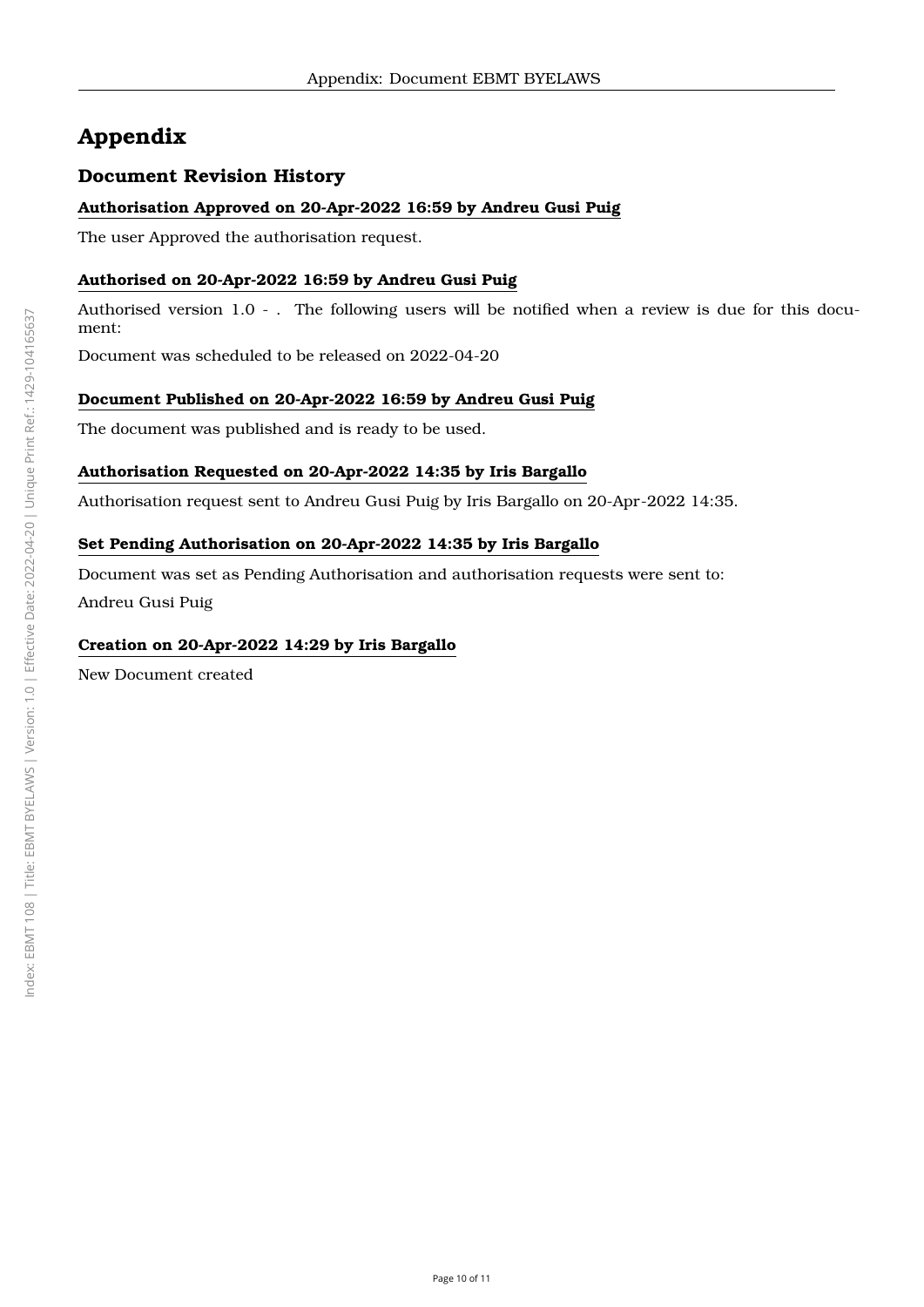# Appendix

## Document Revision History

### Authorisation Approved on 20-Apr-2022 16:59 by Andreu Gusi Puig

The user Approved the authorisation request.

### Authorised on 20-Apr-2022 16:59 by Andreu Gusi Puig

Authorised version 1.0 - . The following users will be notified when a review is due for this document:

Document was scheduled to be released on 2022-04-20

### Document Published on 20-Apr-2022 16:59 by Andreu Gusi Puig

The document was published and is ready to be used.

### Authorisation Requested on 20-Apr-2022 14:35 by Iris Bargallo

Authorisation request sent to Andreu Gusi Puig by Iris Bargallo on 20-Apr-2022 14:35.

### Set Pending Authorisation on 20-Apr-2022 14:35 by Iris Bargallo

Document was set as Pending Authorisation and authorisation requests were sent to:

Andreu Gusi Puig

### Creation on 20-Apr-2022 14:29 by Iris Bargallo

New Document created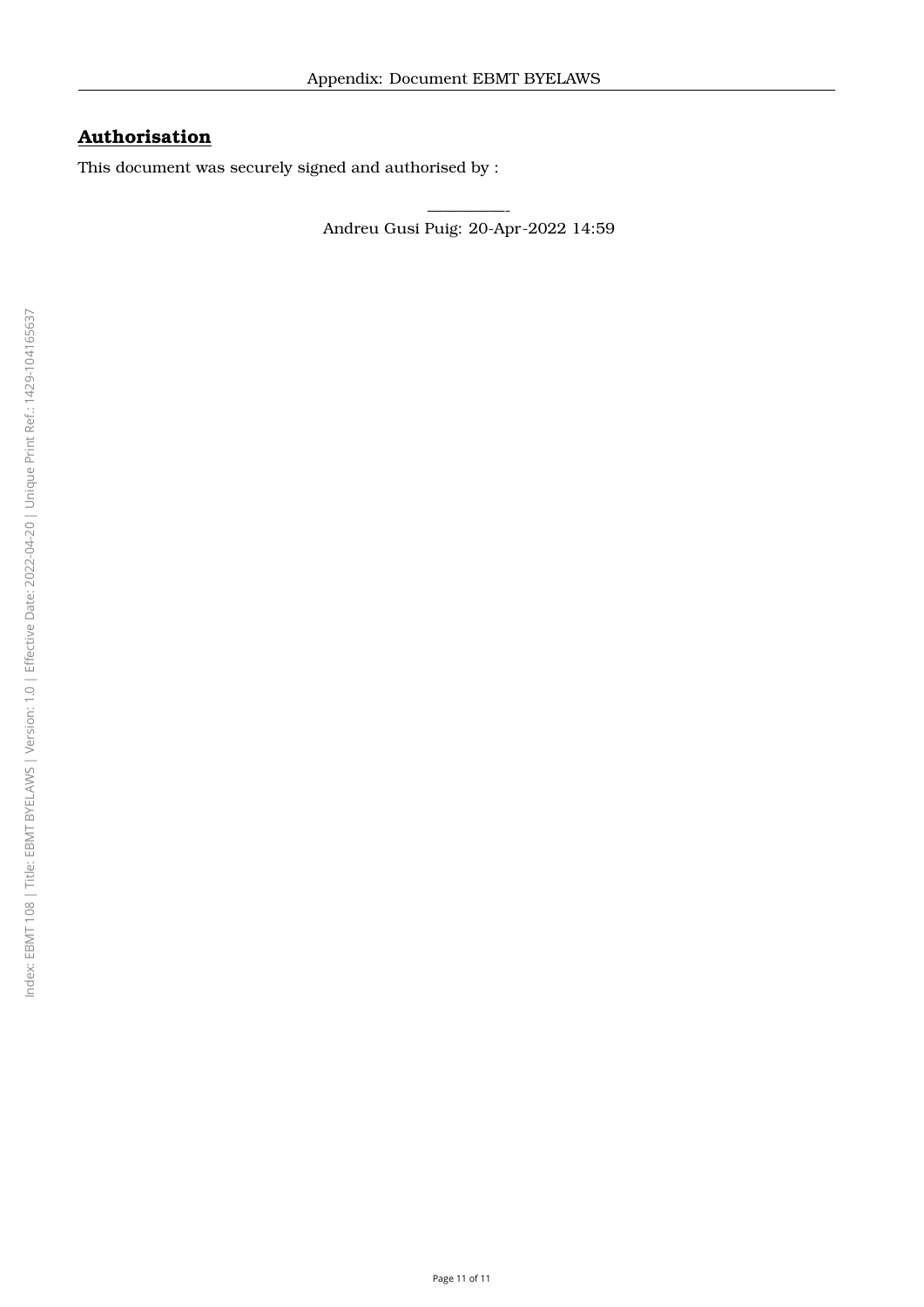## **Authorisation**

This document was securely signed and authorised by :

__________-
Andreu Gusi Puig: 20-Apr-2022 14:59